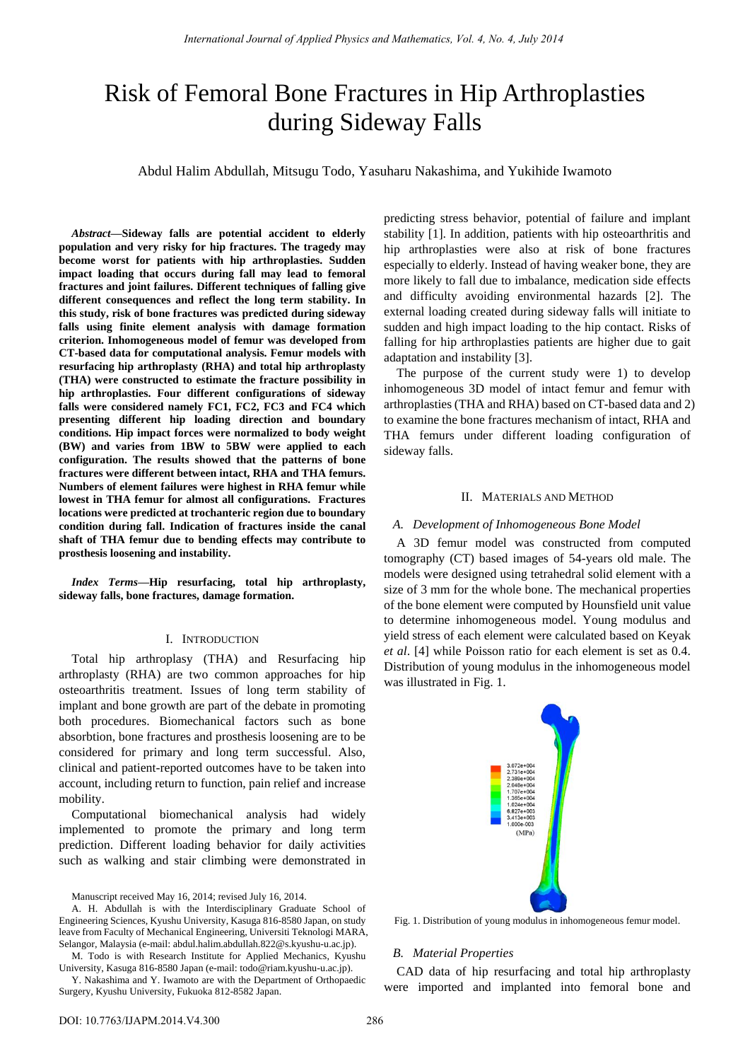# Risk of Femoral Bone Fractures in Hip Arthroplasties during Sideway Falls

Abdul Halim Abdullah, Mitsugu Todo, Yasuharu Nakashima, and Yukihide Iwamoto

***Abstract*—Sideway falls are potential accident to elderly population and very risky for hip fractures. The tragedy may become worst for patients with hip arthroplasties. Sudden impact loading that occurs during fall may lead to femoral fractures and joint failures. Different techniques of falling give different consequences and reflect the long term stability. In this study, risk of bone fractures was predicted during sideway falls using finite element analysis with damage formation criterion. Inhomogeneous model of femur was developed from CT-based data for computational analysis. Femur models with resurfacing hip arthroplasty (RHA) and total hip arthroplasty (THA) were constructed to estimate the fracture possibility in hip arthroplasties. Four different configurations of sideway falls were considered namely FC1, FC2, FC3 and FC4 which presenting different hip loading direction and boundary conditions. Hip impact forces were normalized to body weight (BW) and varies from 1BW to 5BW were applied to each configuration. The results showed that the patterns of bone fractures were different between intact, RHA and THA femurs. Numbers of element failures were highest in RHA femur while lowest in THA femur for almost all configurations. Fractures locations were predicted at trochanteric region due to boundary condition during fall. Indication of fractures inside the canal shaft of THA femur due to bending effects may contribute to prosthesis loosening and instability.**

***Index Terms*—Hip resurfacing, total hip arthroplasty, sideway falls, bone fractures, damage formation.**

## I. Introduction

Total hip arthroplasty (THA) and Resurfacing hip arthroplasty (RHA) are two common approaches for hip osteoarthritis treatment. Issues of long term stability of implant and bone growth are part of the debate in promoting both procedures. Biomechanical factors such as bone absorbtion, bone fractures and prosthesis loosening are to be considered for primary and long term successful. Also, clinical and patient-reported outcomes have to be taken into account, including return to function, pain relief and increase mobility.

Computational biomechanical analysis had widely implemented to promote the primary and long term prediction. Different loading behavior for daily activities such as walking and stair climbing were demonstrated in predicting stress behavior, potential of failure and implant stability [1]. In addition, patients with hip osteoarthritis and hip arthroplasties were also at risk of bone fractures especially to elderly. Instead of having weaker bone, they are more likely to fall due to imbalance, medication side effects and difficulty avoiding environmental hazards [2]. The external loading created during sideway falls will initiate to sudden and high impact loading to the hip contact. Risks of falling for hip arthroplasties patients are higher due to gait adaptation and instability [3].

The purpose of the current study were 1) to develop inhomogeneous 3D model of intact femur and femur with arthroplasties (THA and RHA) based on CT-based data and 2) to examine the bone fractures mechanism of intact, RHA and THA femurs under different loading configuration of sideway falls.

Manuscript received May 16, 2014; revised July 16, 2014.

A. H. Abdullah is with the Interdisciplinary Graduate School of Engineering Sciences, Kyushu University, Kasuga 816-8580 Japan, on study leave from Faculty of Mechanical Engineering, Universiti Teknologi MARA, Selangor, Malaysia (e-mail: abdul.halim.abdullah.822@s.kyushu-u.ac.jp).

M. Todo is with Research Institute for Applied Mechanics, Kyushu University, Kasuga 816-8580 Japan (e-mail: todo@riam.kyushu-u.ac.jp).

Y. Nakashima and Y. Iwamoto are with the Department of Orthopaedic Surgery, Kyushu University, Fukuoka 812-8582 Japan.

## II. Materials and Method

### A. Development of Inhomogeneous Bone Model

A 3D femur model was constructed from computed tomography (CT) based images of 54-years old male. The models were designed using tetrahedral solid element with a size of 3 mm for the whole bone. The mechanical properties of the bone element were computed by Hounsfield unit value to determine inhomogeneous model. Young modulus and yield stress of each element were calculated based on Keyak *et al*. [4] while Poisson ratio for each element is set as 0.4. Distribution of young modulus in the inhomogeneous model was illustrated in Fig. 1.

Fig. 1. Distribution of young modulus in inhomogeneous femur model.

### B. Material Properties

CAD data of hip resurfacing and total hip arthroplasty were imported and implanted into femoral bone and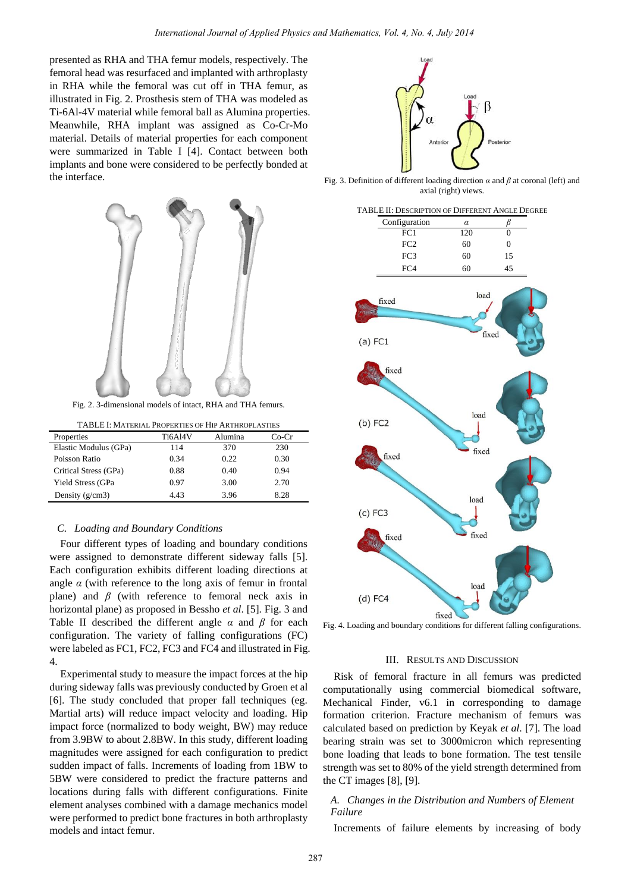presented as RHA and THA femur models, respectively. The femoral head was resurfaced and implanted with arthroplasty in RHA while the femoral was cut off in THA femur, as illustrated in Fig. 2. Prosthesis stem of THA was modeled as Ti-6Al-4V material while femoral ball as Alumina properties. Meanwhile, RHA implant was assigned as Co-Cr-Mo material. Details of material properties for each component were summarized in Table I [4]. Contact between both implants and bone were considered to be perfectly bonded at the interface.

Fig. 2. 3-dimensional models of intact, RHA and THA femurs.

TABLE I: MATERIAL PROPERTIES OF HIP ARTHROPLASTIES

| Properties | Ti6Al4V | Alumina | Co-Cr |
|---|---|---|---|
| Elastic Modulus (GPa) | 114 | 370 | 230 |
| Poisson Ratio | 0.34 | 0.22 | 0.30 |
| Critical Stress (GPa) | 0.88 | 0.40 | 0.94 |
| Yield Stress (GPa | 0.97 | 3.00 | 2.70 |
| Density (g/cm3) | 4.43 | 3.96 | 8.28 |

### C. Loading and Boundary Conditions

Four different types of loading and boundary conditions were assigned to demonstrate different sideway falls [5]. Each configuration exhibits different loading directions at angle $\alpha$ (with reference to the long axis of femur in frontal plane) and $\beta$ (with reference to femoral neck axis in horizontal plane) as proposed in Bessho *et al*. [5]. Fig. 3 and Table II described the different angle $\alpha$ and $\beta$ for each configuration. The variety of falling configurations (FC) were labeled as FC1, FC2, FC3 and FC4 and illustrated in Fig. 4.

Experimental study to measure the impact forces at the hip during sideway falls was previously conducted by Groen et al [6]. The study concluded that proper fall techniques (eg. Martial arts) will reduce impact velocity and loading. Hip impact force (normalized to body weight, BW) may reduce from 3.9BW to about 2.8BW. In this study, different loading magnitudes were assigned for each configuration to predict sudden impact of falls. Increments of loading from 1BW to 5BW were considered to predict the fracture patterns and locations during falls with different configurations. Finite element analyses combined with a damage mechanics model were performed to predict bone fractures in both arthroplasty models and intact femur.

Fig. 3. Definition of different loading direction $\alpha$ and $\beta$ at coronal (left) and axial (right) views.

TABLE II: DESCRIPTION OF DIFFERENT ANGLE DEGREE

| Configuration | $\alpha$ | $\beta$ |
|---|---|---|
| FC1 | 120 | 0 |
| FC2 | 60 | 0 |
| FC3 | 60 | 15 |
| FC4 | 60 | 45 |

Fig. 4. Loading and boundary conditions for different falling configurations.

## III. RESULTS AND DISCUSSION

Risk of femoral fracture in all femurs was predicted computationally using commercial biomedical software, Mechanical Finder, v6.1 in corresponding to damage formation criterion. Fracture mechanism of femurs was calculated based on prediction by Keyak *et al*. [7]. The load bearing strain was set to 3000micron which representing bone loading that leads to bone formation. The test tensile strength was set to 80% of the yield strength determined from the CT images [8], [9].

### A. Changes in the Distribution and Numbers of Element Failure

Increments of failure elements by increasing of body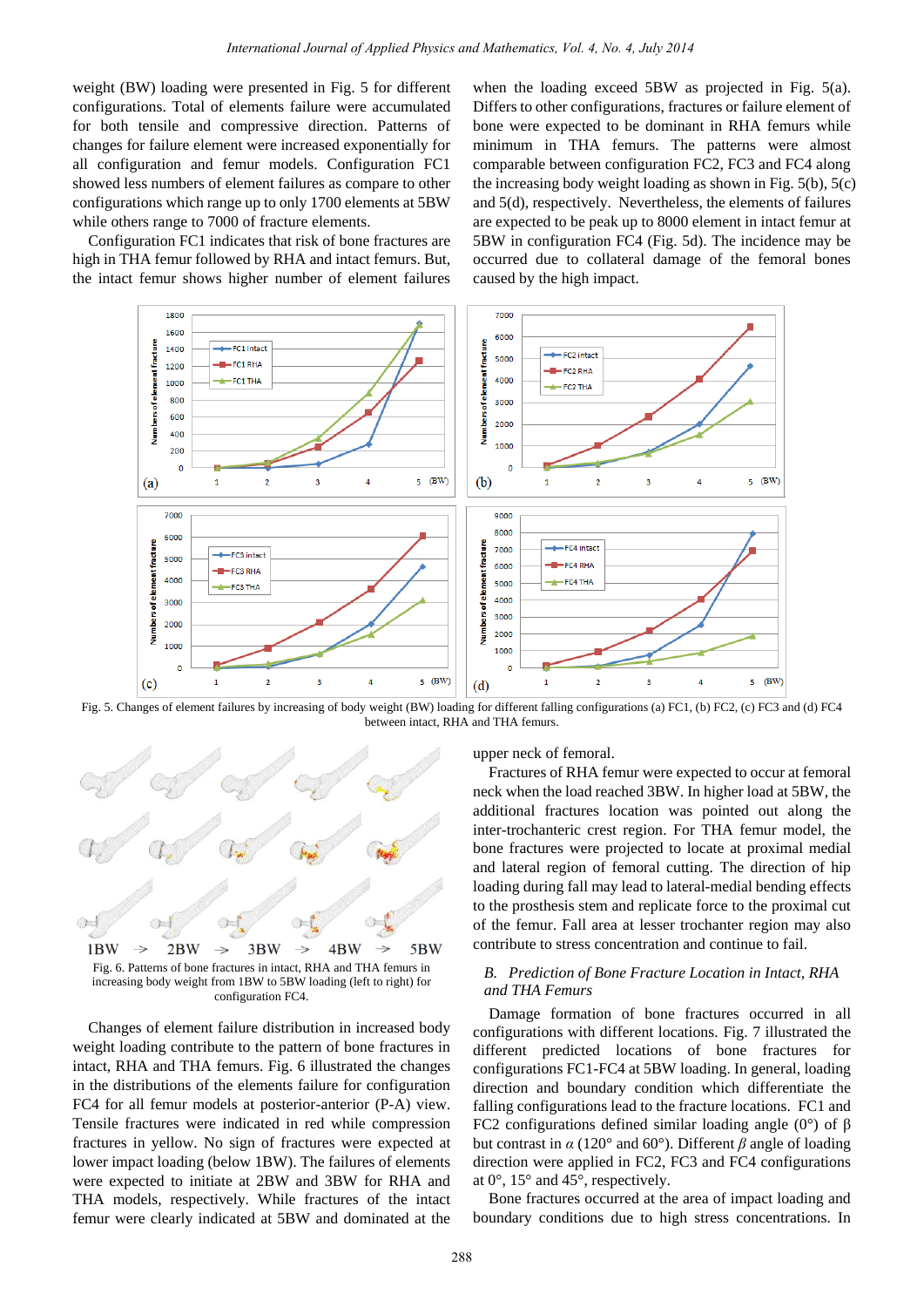weight (BW) loading were presented in Fig. 5 for different configurations. Total of elements failure were accumulated for both tensile and compressive direction. Patterns of changes for failure element were increased exponentially for all configuration and femur models. Configuration FC1 showed less numbers of element failures as compare to other configurations which range up to only 1700 elements at 5BW while others range to 7000 of fracture elements.

Configuration FC1 indicates that risk of bone fractures are high in THA femur followed by RHA and intact femurs. But, the intact femur shows higher number of element failures when the loading exceed 5BW as projected in Fig. 5(a). Differs to other configurations, fractures or failure element of bone were expected to be dominant in RHA femurs while minimum in THA femurs. The patterns were almost comparable between configuration FC2, FC3 and FC4 along the increasing body weight loading as shown in Fig. 5(b), 5(c) and 5(d), respectively. Nevertheless, the elements of failures are expected to be peak up to 8000 element in intact femur at 5BW in configuration FC4 (Fig. 5d). The incidence may be occurred due to collateral damage of the femoral bones caused by the high impact.

Fig. 5. Changes of element failures by increasing of body weight (BW) loading for different falling configurations (a) FC1, (b) FC2, (c) FC3 and (d) FC4 between intact, RHA and THA femurs.

Fig. 6. Patterns of bone fractures in intact, RHA and THA femurs in increasing body weight from 1BW to 5BW loading (left to right) for configuration FC4.

Changes of element failure distribution in increased body weight loading contribute to the pattern of bone fractures in intact, RHA and THA femurs. Fig. 6 illustrated the changes in the distributions of the elements failure for configuration FC4 for all femur models at posterior-anterior (P-A) view. Tensile fractures were indicated in red while compression fractures in yellow. No sign of fractures were expected at lower impact loading (below 1BW). The failures of elements were expected to initiate at 2BW and 3BW for RHA and THA models, respectively. While fractures of the intact femur were clearly indicated at 5BW and dominated at the upper neck of femoral.

Fractures of RHA femur were expected to occur at femoral neck when the load reached 3BW. In higher load at 5BW, the additional fractures location was pointed out along the inter-trochanteric crest region. For THA femur model, the bone fractures were projected to locate at proximal medial and lateral region of femoral cutting. The direction of hip loading during fall may lead to lateral-medial bending effects to the prosthesis stem and replicate force to the proximal cut of the femur. Fall area at lesser trochanter region may also contribute to stress concentration and continue to fail.

### B. *Prediction of Bone Fracture Location in Intact, RHA and THA Femurs*

Damage formation of bone fractures occurred in all configurations with different locations. Fig. 7 illustrated the different predicted locations of bone fractures for configurations FC1-FC4 at 5BW loading. In general, loading direction and boundary condition which differentiate the falling configurations lead to the fracture locations. FC1 and FC2 configurations defined similar loading angle (0°) of $\beta$ but contrast in $\alpha$ (120° and 60°). Different $\beta$ angle of loading direction were applied in FC2, FC3 and FC4 configurations at 0°, 15° and 45°, respectively.

Bone fractures occurred at the area of impact loading and boundary conditions due to high stress concentrations. In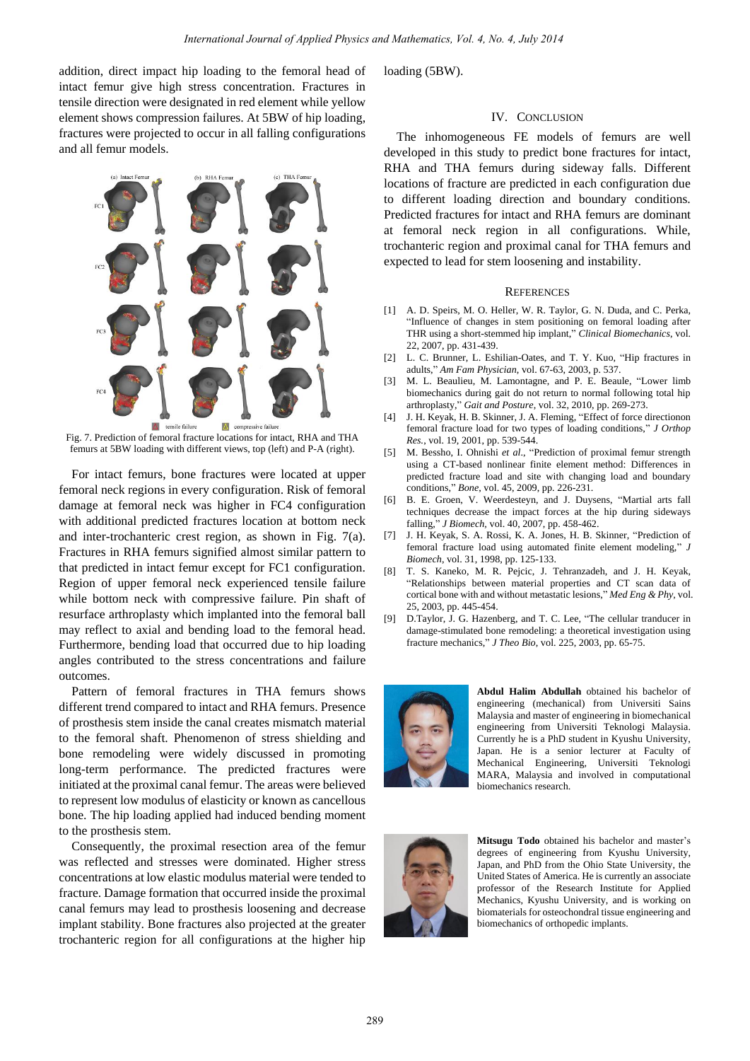addition, direct impact hip loading to the femoral head of intact femur give high stress concentration. Fractures in tensile direction were designated in red element while yellow element shows compression failures. At 5BW of hip loading, fractures were projected to occur in all falling configurations and all femur models.

(a) Intact Femur (b) RHA Femur (c) THA Femur

FC1

FC2

FC3

FC4

tensile failure compressive failure

Fig. 7. Prediction of femoral fracture locations for intact, RHA and THA femurs at 5BW loading with different views, top (left) and P-A (right).

For intact femurs, bone fractures were located at upper femoral neck regions in every configuration. Risk of femoral damage at femoral neck was higher in FC4 configuration with additional predicted fractures location at bottom neck and inter-trochanteric crest region, as shown in Fig. 7(a). Fractures in RHA femurs signified almost similar pattern to that predicted in intact femur except for FC1 configuration. Region of upper femoral neck experienced tensile failure while bottom neck with compressive failure. Pin shaft of resurface arthroplasty which implanted into the femoral ball may reflect to axial and bending load to the femoral head. Furthermore, bending load that occurred due to hip loading angles contributed to the stress concentrations and failure outcomes.

Pattern of femoral fractures in THA femurs shows different trend compared to intact and RHA femurs. Presence of prosthesis stem inside the canal creates mismatch material to the femoral shaft. Phenomenon of stress shielding and bone remodeling were widely discussed in promoting long-term performance. The predicted fractures were initiated at the proximal canal femur. The areas were believed to represent low modulus of elasticity or known as cancellous bone. The hip loading applied had induced bending moment to the prosthesis stem.

Consequently, the proximal resection area of the femur was reflected and stresses were dominated. Higher stress concentrations at low elastic modulus material were tended to fracture. Damage formation that occurred inside the proximal canal femurs may lead to prosthesis loosening and decrease implant stability. Bone fractures also projected at the greater trochanteric region for all configurations at the higher hip loading (5BW).

## IV. Conclusion

The inhomogeneous FE models of femurs are well developed in this study to predict bone fractures for intact, RHA and THA femurs during sideway falls. Different locations of fracture are predicted in each configuration due to different loading direction and boundary conditions. Predicted fractures for intact and RHA femurs are dominant at femoral neck region in all configurations. While, trochanteric region and proximal canal for THA femurs and expected to lead for stem loosening and instability.

## References

[1] A. D. Speirs, M. O. Heller, W. R. Taylor, G. N. Duda, and C. Perka, "Influence of changes in stem positioning on femoral loading after THR using a short-stemmed hip implant," *Clinical Biomechanics*, vol. 22, 2007, pp. 431-439.

[2] L. C. Brunner, L. Eshilian-Oates, and T. Y. Kuo, "Hip fractures in adults," *Am Fam Physician*, vol. 67-63, 2003, p. 537.

[3] M. L. Beaulieu, M. Lamontagne, and P. E. Beaule, "Lower limb biomechanics during gait do not return to normal following total hip arthroplasty," *Gait and Posture*, vol. 32, 2010, pp. 269-273.

[4] J. H. Keyak, H. B. Skinner, J. A. Fleming, "Effect of force directionon femoral fracture load for two types of loading conditions," *J Orthop Res.*, vol. 19, 2001, pp. 539-544.

[5] M. Bessho, I. Ohnishi *et al*., "Prediction of proximal femur strength using a CT-based nonlinear finite element method: Differences in predicted fracture load and site with changing load and boundary conditions," *Bone*, vol. 45, 2009, pp. 226-231.

[6] B. E. Groen, V. Weerdesteyn, and J. Duysens, "Martial arts fall techniques decrease the impact forces at the hip during sideways falling," *J Biomech*, vol. 40, 2007, pp. 458-462.

[7] J. H. Keyak, S. A. Rossi, K. A. Jones, H. B. Skinner, "Prediction of femoral fracture load using automated finite element modeling," *J Biomech*, vol. 31, 1998, pp. 125-133.

[8] T. S. Kaneko, M. R. Pejcic, J. Tehranzadeh, and J. H. Keyak, "Relationships between material properties and CT scan data of cortical bone with and without metastatic lesions," *Med Eng & Phy*, vol. 25, 2003, pp. 445-454.

[9] D.Taylor, J. G. Hazenberg, and T. C. Lee, "The cellular tranducer in damage-stimulated bone remodeling: a theoretical investigation using fracture mechanics," *J Theo Bio*, vol. 225, 2003, pp. 65-75.

**Abdul Halim Abdullah** obtained his bachelor of engineering (mechanical) from Universiti Sains Malaysia and master of engineering in biomechanical engineering from Universiti Teknologi Malaysia. Currently he is a PhD student in Kyushu University, Japan. He is a senior lecturer at Faculty of Mechanical Engineering, Universiti Teknologi MARA, Malaysia and involved in computational biomechanics research.

**Mitsugu Todo** obtained his bachelor and master's degrees of engineering from Kyushu University, Japan, and PhD from the Ohio State University, the United States of America. He is currently an associate professor of the Research Institute for Applied Mechanics, Kyushu University, and is working on biomaterials for osteochondral tissue engineering and biomechanics of orthopedic implants.